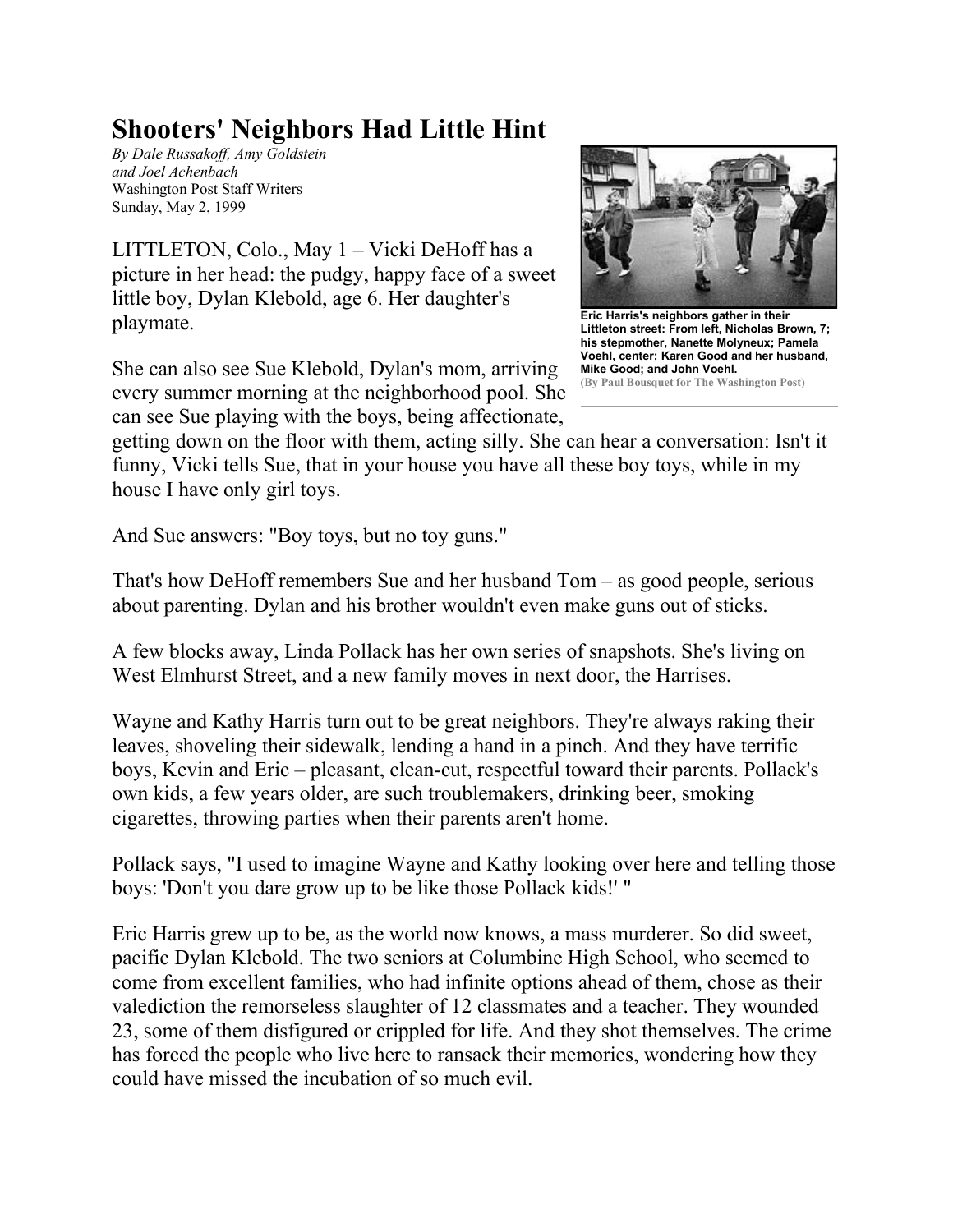# Shooters' Neighbors Had Little Hint

*By Dale Russakoff, Amy Goldstein and Joel Achenbach*
Washington Post Staff Writers
Sunday, May 2, 1999

**Eric Harris's neighbors gather in their Littleton street: From left, Nicholas Brown, 7; his stepmother, Nanette Molyneux; Pamela Voehl, center; Karen Good and her husband, Mike Good; and John Voehl.**
**(By Paul Bousquet for The Washington Post)**

LITTLETON, Colo., May 1 – Vicki DeHoff has a picture in her head: the pudgy, happy face of a sweet little boy, Dylan Klebold, age 6. Her daughter's playmate.

She can also see Sue Klebold, Dylan's mom, arriving every summer morning at the neighborhood pool. She can see Sue playing with the boys, being affectionate, getting down on the floor with them, acting silly. She can hear a conversation: Isn't it funny, Vicki tells Sue, that in your house you have all these boy toys, while in my house I have only girl toys.

And Sue answers: "Boy toys, but no toy guns."

That's how DeHoff remembers Sue and her husband Tom – as good people, serious about parenting. Dylan and his brother wouldn't even make guns out of sticks.

A few blocks away, Linda Pollack has her own series of snapshots. She's living on West Elmhurst Street, and a new family moves in next door, the Harrises.

Wayne and Kathy Harris turn out to be great neighbors. They're always raking their leaves, shoveling their sidewalk, lending a hand in a pinch. And they have terrific boys, Kevin and Eric – pleasant, clean-cut, respectful toward their parents. Pollack's own kids, a few years older, are such troublemakers, drinking beer, smoking cigarettes, throwing parties when their parents aren't home.

Pollack says, "I used to imagine Wayne and Kathy looking over here and telling those boys: 'Don't you dare grow up to be like those Pollack kids!' "

Eric Harris grew up to be, as the world now knows, a mass murderer. So did sweet, pacific Dylan Klebold. The two seniors at Columbine High School, who seemed to come from excellent families, who had infinite options ahead of them, chose as their valediction the remorseless slaughter of 12 classmates and a teacher. They wounded 23, some of them disfigured or crippled for life. And they shot themselves. The crime has forced the people who live here to ransack their memories, wondering how they could have missed the incubation of so much evil.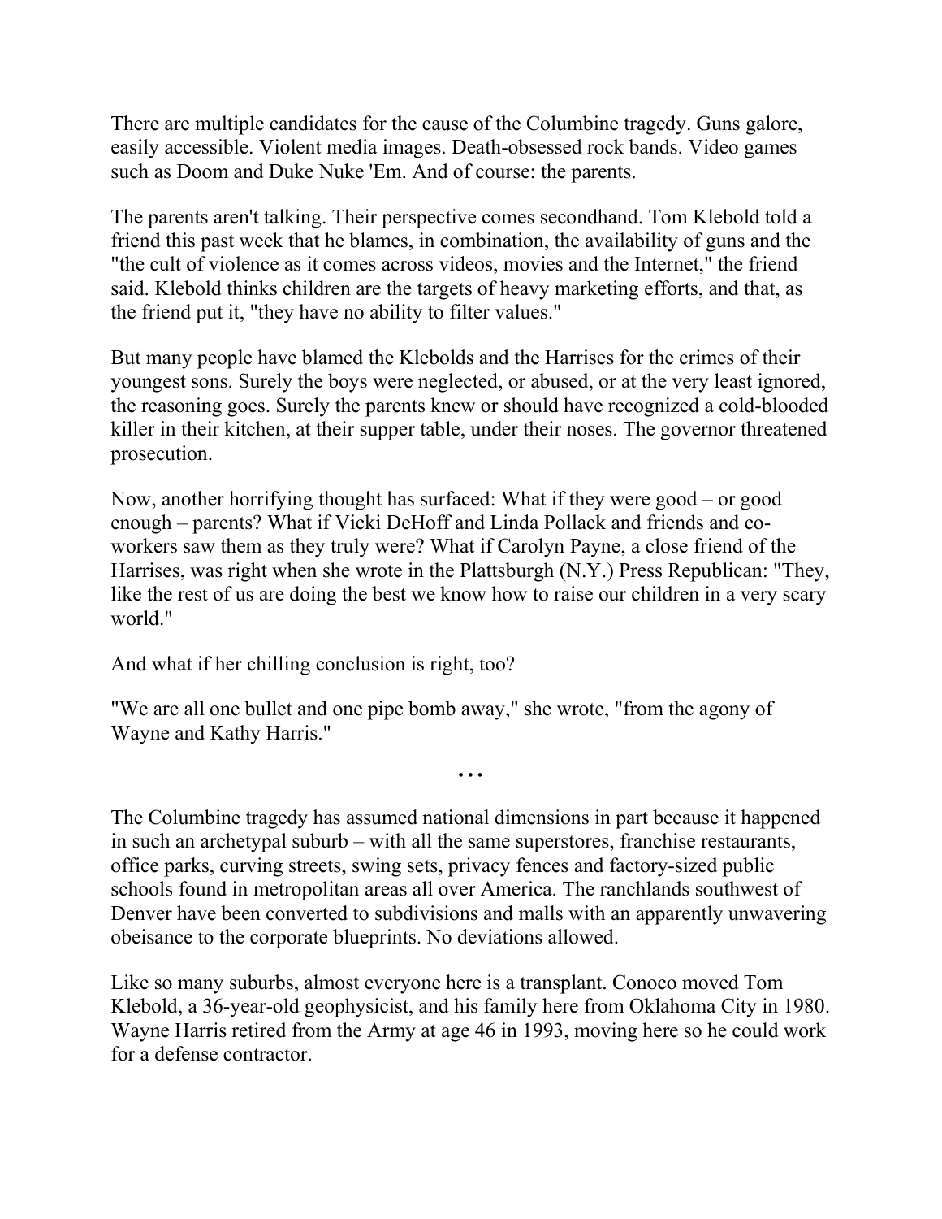There are multiple candidates for the cause of the Columbine tragedy. Guns galore, easily accessible. Violent media images. Death-obsessed rock bands. Video games such as Doom and Duke Nuke 'Em. And of course: the parents.

The parents aren't talking. Their perspective comes secondhand. Tom Klebold told a friend this past week that he blames, in combination, the availability of guns and the "the cult of violence as it comes across videos, movies and the Internet," the friend said. Klebold thinks children are the targets of heavy marketing efforts, and that, as the friend put it, "they have no ability to filter values."

But many people have blamed the Klebolds and the Harrises for the crimes of their youngest sons. Surely the boys were neglected, or abused, or at the very least ignored, the reasoning goes. Surely the parents knew or should have recognized a cold-blooded killer in their kitchen, at their supper table, under their noses. The governor threatened prosecution.

Now, another horrifying thought has surfaced: What if they were good – or good enough – parents? What if Vicki DeHoff and Linda Pollack and friends and co-workers saw them as they truly were? What if Carolyn Payne, a close friend of the Harrises, was right when she wrote in the Plattsburgh (N.Y.) Press Republican: "They, like the rest of us are doing the best we know how to raise our children in a very scary world."

And what if her chilling conclusion is right, too?

"We are all one bullet and one pipe bomb away," she wrote, "from the agony of Wayne and Kathy Harris."

…

The Columbine tragedy has assumed national dimensions in part because it happened in such an archetypal suburb – with all the same superstores, franchise restaurants, office parks, curving streets, swing sets, privacy fences and factory-sized public schools found in metropolitan areas all over America. The ranchlands southwest of Denver have been converted to subdivisions and malls with an apparently unwavering obeisance to the corporate blueprints. No deviations allowed.

Like so many suburbs, almost everyone here is a transplant. Conoco moved Tom Klebold, a 36-year-old geophysicist, and his family here from Oklahoma City in 1980. Wayne Harris retired from the Army at age 46 in 1993, moving here so he could work for a defense contractor.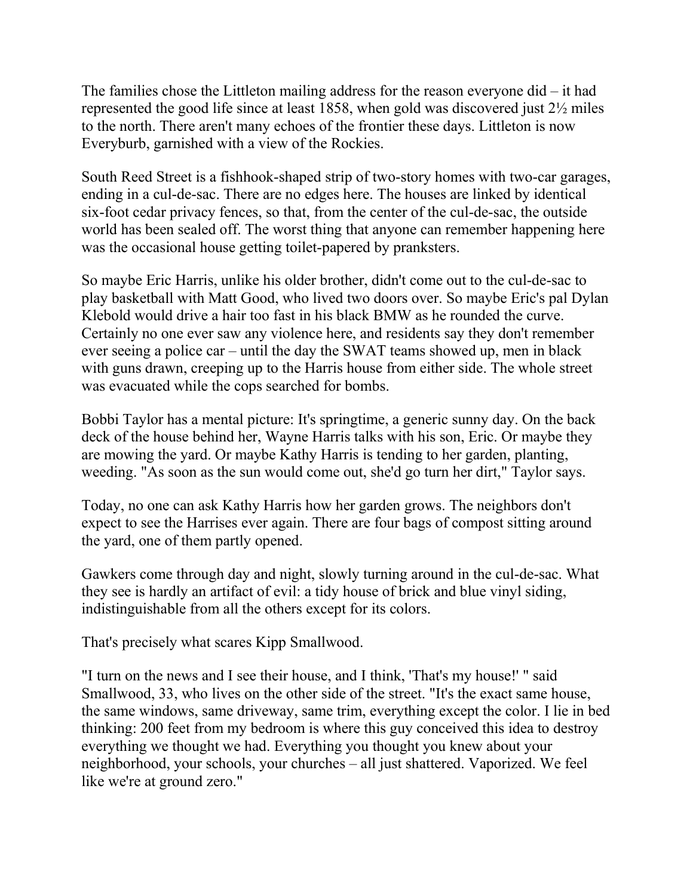The families chose the Littleton mailing address for the reason everyone did – it had represented the good life since at least 1858, when gold was discovered just 2½ miles to the north. There aren't many echoes of the frontier these days. Littleton is now Everyburb, garnished with a view of the Rockies.

South Reed Street is a fishhook-shaped strip of two-story homes with two-car garages, ending in a cul-de-sac. There are no edges here. The houses are linked by identical six-foot cedar privacy fences, so that, from the center of the cul-de-sac, the outside world has been sealed off. The worst thing that anyone can remember happening here was the occasional house getting toilet-papered by pranksters.

So maybe Eric Harris, unlike his older brother, didn't come out to the cul-de-sac to play basketball with Matt Good, who lived two doors over. So maybe Eric's pal Dylan Klebold would drive a hair too fast in his black BMW as he rounded the curve. Certainly no one ever saw any violence here, and residents say they don't remember ever seeing a police car – until the day the SWAT teams showed up, men in black with guns drawn, creeping up to the Harris house from either side. The whole street was evacuated while the cops searched for bombs.

Bobbi Taylor has a mental picture: It's springtime, a generic sunny day. On the back deck of the house behind her, Wayne Harris talks with his son, Eric. Or maybe they are mowing the yard. Or maybe Kathy Harris is tending to her garden, planting, weeding. "As soon as the sun would come out, she'd go turn her dirt," Taylor says.

Today, no one can ask Kathy Harris how her garden grows. The neighbors don't expect to see the Harrises ever again. There are four bags of compost sitting around the yard, one of them partly opened.

Gawkers come through day and night, slowly turning around in the cul-de-sac. What they see is hardly an artifact of evil: a tidy house of brick and blue vinyl siding, indistinguishable from all the others except for its colors.

That's precisely what scares Kipp Smallwood.

"I turn on the news and I see their house, and I think, 'That's my house!' " said Smallwood, 33, who lives on the other side of the street. "It's the exact same house, the same windows, same driveway, same trim, everything except the color. I lie in bed thinking: 200 feet from my bedroom is where this guy conceived this idea to destroy everything we thought we had. Everything you thought you knew about your neighborhood, your schools, your churches – all just shattered. Vaporized. We feel like we're at ground zero."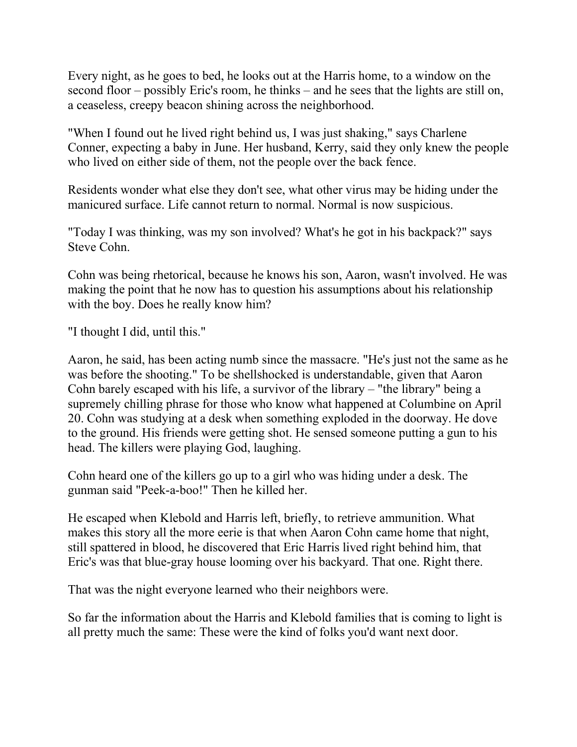Every night, as he goes to bed, he looks out at the Harris home, to a window on the second floor – possibly Eric's room, he thinks – and he sees that the lights are still on, a ceaseless, creepy beacon shining across the neighborhood.

"When I found out he lived right behind us, I was just shaking," says Charlene Conner, expecting a baby in June. Her husband, Kerry, said they only knew the people who lived on either side of them, not the people over the back fence.

Residents wonder what else they don't see, what other virus may be hiding under the manicured surface. Life cannot return to normal. Normal is now suspicious.

"Today I was thinking, was my son involved? What's he got in his backpack?" says Steve Cohn.

Cohn was being rhetorical, because he knows his son, Aaron, wasn't involved. He was making the point that he now has to question his assumptions about his relationship with the boy. Does he really know him?

"I thought I did, until this."

Aaron, he said, has been acting numb since the massacre. "He's just not the same as he was before the shooting." To be shellshocked is understandable, given that Aaron Cohn barely escaped with his life, a survivor of the library – "the library" being a supremely chilling phrase for those who know what happened at Columbine on April 20. Cohn was studying at a desk when something exploded in the doorway. He dove to the ground. His friends were getting shot. He sensed someone putting a gun to his head. The killers were playing God, laughing.

Cohn heard one of the killers go up to a girl who was hiding under a desk. The gunman said "Peek-a-boo!" Then he killed her.

He escaped when Klebold and Harris left, briefly, to retrieve ammunition. What makes this story all the more eerie is that when Aaron Cohn came home that night, still spattered in blood, he discovered that Eric Harris lived right behind him, that Eric's was that blue-gray house looming over his backyard. That one. Right there.

That was the night everyone learned who their neighbors were.

So far the information about the Harris and Klebold families that is coming to light is all pretty much the same: These were the kind of folks you'd want next door.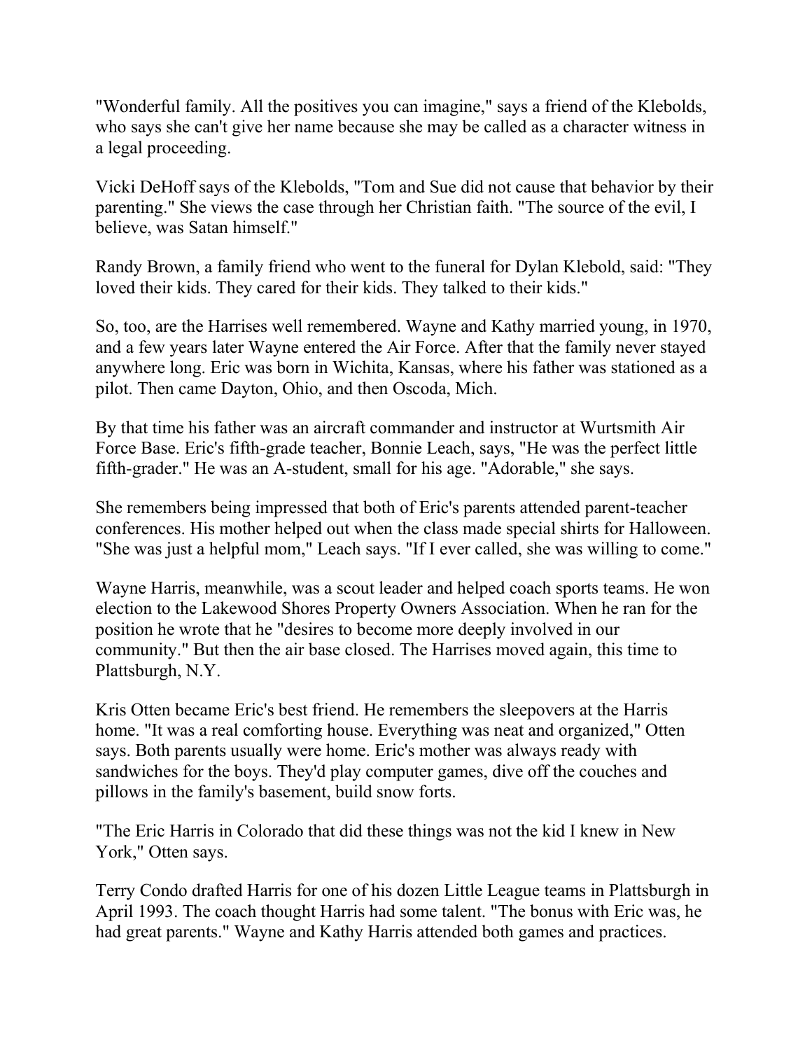"Wonderful family. All the positives you can imagine," says a friend of the Klebolds, who says she can't give her name because she may be called as a character witness in a legal proceeding.

Vicki DeHoff says of the Klebolds, "Tom and Sue did not cause that behavior by their parenting." She views the case through her Christian faith. "The source of the evil, I believe, was Satan himself."

Randy Brown, a family friend who went to the funeral for Dylan Klebold, said: "They loved their kids. They cared for their kids. They talked to their kids."

So, too, are the Harrises well remembered. Wayne and Kathy married young, in 1970, and a few years later Wayne entered the Air Force. After that the family never stayed anywhere long. Eric was born in Wichita, Kansas, where his father was stationed as a pilot. Then came Dayton, Ohio, and then Oscoda, Mich.

By that time his father was an aircraft commander and instructor at Wurtsmith Air Force Base. Eric's fifth-grade teacher, Bonnie Leach, says, "He was the perfect little fifth-grader." He was an A-student, small for his age. "Adorable," she says.

She remembers being impressed that both of Eric's parents attended parent-teacher conferences. His mother helped out when the class made special shirts for Halloween. "She was just a helpful mom," Leach says. "If I ever called, she was willing to come."

Wayne Harris, meanwhile, was a scout leader and helped coach sports teams. He won election to the Lakewood Shores Property Owners Association. When he ran for the position he wrote that he "desires to become more deeply involved in our community." But then the air base closed. The Harrises moved again, this time to Plattsburgh, N.Y.

Kris Otten became Eric's best friend. He remembers the sleepovers at the Harris home. "It was a real comforting house. Everything was neat and organized," Otten says. Both parents usually were home. Eric's mother was always ready with sandwiches for the boys. They'd play computer games, dive off the couches and pillows in the family's basement, build snow forts.

"The Eric Harris in Colorado that did these things was not the kid I knew in New York," Otten says.

Terry Condo drafted Harris for one of his dozen Little League teams in Plattsburgh in April 1993. The coach thought Harris had some talent. "The bonus with Eric was, he had great parents." Wayne and Kathy Harris attended both games and practices.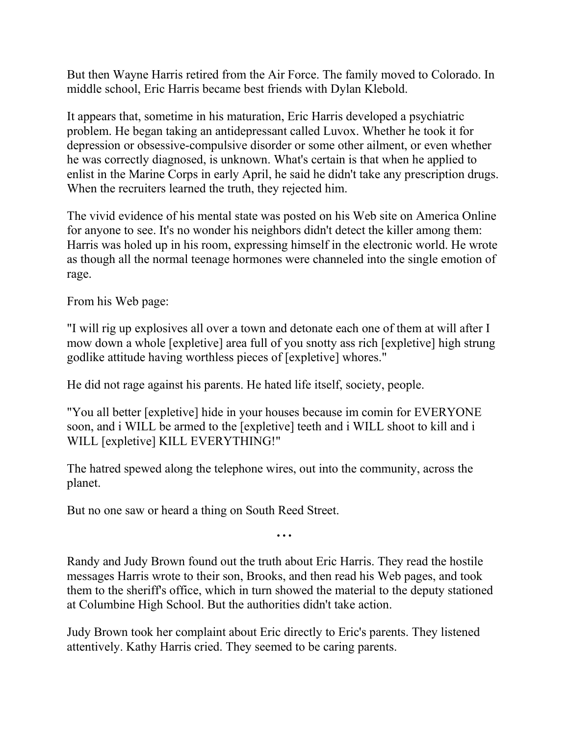But then Wayne Harris retired from the Air Force. The family moved to Colorado. In middle school, Eric Harris became best friends with Dylan Klebold.

It appears that, sometime in his maturation, Eric Harris developed a psychiatric problem. He began taking an antidepressant called Luvox. Whether he took it for depression or obsessive-compulsive disorder or some other ailment, or even whether he was correctly diagnosed, is unknown. What's certain is that when he applied to enlist in the Marine Corps in early April, he said he didn't take any prescription drugs. When the recruiters learned the truth, they rejected him.

The vivid evidence of his mental state was posted on his Web site on America Online for anyone to see. It's no wonder his neighbors didn't detect the killer among them: Harris was holed up in his room, expressing himself in the electronic world. He wrote as though all the normal teenage hormones were channeled into the single emotion of rage.

From his Web page:

"I will rig up explosives all over a town and detonate each one of them at will after I mow down a whole [expletive] area full of you snotty ass rich [expletive] high strung godlike attitude having worthless pieces of [expletive] whores."

He did not rage against his parents. He hated life itself, society, people.

"You all better [expletive] hide in your houses because im comin for EVERYONE soon, and i WILL be armed to the [expletive] teeth and i WILL shoot to kill and i WILL [expletive] KILL EVERYTHING!"

The hatred spewed along the telephone wires, out into the community, across the planet.

But no one saw or heard a thing on South Reed Street.

...

Randy and Judy Brown found out the truth about Eric Harris. They read the hostile messages Harris wrote to their son, Brooks, and then read his Web pages, and took them to the sheriff's office, which in turn showed the material to the deputy stationed at Columbine High School. But the authorities didn't take action.

Judy Brown took her complaint about Eric directly to Eric's parents. They listened attentively. Kathy Harris cried. They seemed to be caring parents.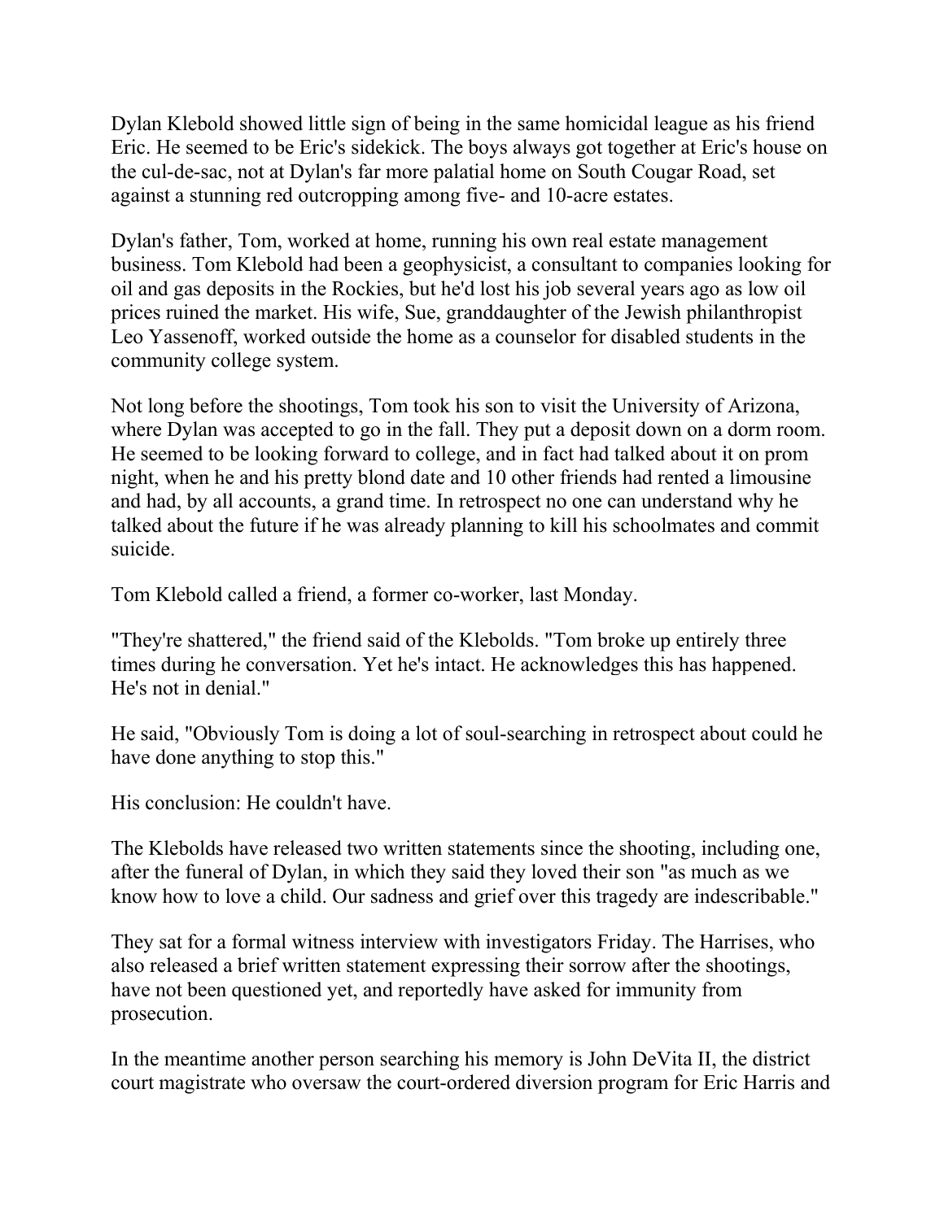Dylan Klebold showed little sign of being in the same homicidal league as his friend Eric. He seemed to be Eric's sidekick. The boys always got together at Eric's house on the cul-de-sac, not at Dylan's far more palatial home on South Cougar Road, set against a stunning red outcropping among five- and 10-acre estates.

Dylan's father, Tom, worked at home, running his own real estate management business. Tom Klebold had been a geophysicist, a consultant to companies looking for oil and gas deposits in the Rockies, but he'd lost his job several years ago as low oil prices ruined the market. His wife, Sue, granddaughter of the Jewish philanthropist Leo Yassenoff, worked outside the home as a counselor for disabled students in the community college system.

Not long before the shootings, Tom took his son to visit the University of Arizona, where Dylan was accepted to go in the fall. They put a deposit down on a dorm room. He seemed to be looking forward to college, and in fact had talked about it on prom night, when he and his pretty blond date and 10 other friends had rented a limousine and had, by all accounts, a grand time. In retrospect no one can understand why he talked about the future if he was already planning to kill his schoolmates and commit suicide.

Tom Klebold called a friend, a former co-worker, last Monday.

"They're shattered," the friend said of the Klebolds. "Tom broke up entirely three times during he conversation. Yet he's intact. He acknowledges this has happened. He's not in denial."

He said, "Obviously Tom is doing a lot of soul-searching in retrospect about could he have done anything to stop this."

His conclusion: He couldn't have.

The Klebolds have released two written statements since the shooting, including one, after the funeral of Dylan, in which they said they loved their son "as much as we know how to love a child. Our sadness and grief over this tragedy are indescribable."

They sat for a formal witness interview with investigators Friday. The Harrises, who also released a brief written statement expressing their sorrow after the shootings, have not been questioned yet, and reportedly have asked for immunity from prosecution.

In the meantime another person searching his memory is John DeVita II, the district court magistrate who oversaw the court-ordered diversion program for Eric Harris and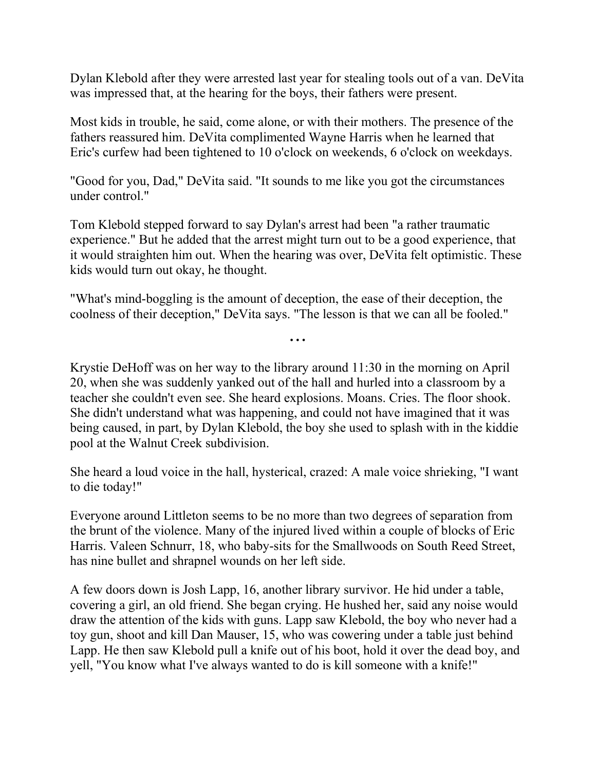Dylan Klebold after they were arrested last year for stealing tools out of a van. DeVita was impressed that, at the hearing for the boys, their fathers were present.

Most kids in trouble, he said, come alone, or with their mothers. The presence of the fathers reassured him. DeVita complimented Wayne Harris when he learned that Eric's curfew had been tightened to 10 o'clock on weekends, 6 o'clock on weekdays.

"Good for you, Dad," DeVita said. "It sounds to me like you got the circumstances under control."

Tom Klebold stepped forward to say Dylan's arrest had been "a rather traumatic experience." But he added that the arrest might turn out to be a good experience, that it would straighten him out. When the hearing was over, DeVita felt optimistic. These kids would turn out okay, he thought.

"What's mind-boggling is the amount of deception, the ease of their deception, the coolness of their deception," DeVita says. "The lesson is that we can all be fooled."

…

Krystie DeHoff was on her way to the library around 11:30 in the morning on April 20, when she was suddenly yanked out of the hall and hurled into a classroom by a teacher she couldn't even see. She heard explosions. Moans. Cries. The floor shook. She didn't understand what was happening, and could not have imagined that it was being caused, in part, by Dylan Klebold, the boy she used to splash with in the kiddie pool at the Walnut Creek subdivision.

She heard a loud voice in the hall, hysterical, crazed: A male voice shrieking, "I want to die today!"

Everyone around Littleton seems to be no more than two degrees of separation from the brunt of the violence. Many of the injured lived within a couple of blocks of Eric Harris. Valeen Schnurr, 18, who baby-sits for the Smallwoods on South Reed Street, has nine bullet and shrapnel wounds on her left side.

A few doors down is Josh Lapp, 16, another library survivor. He hid under a table, covering a girl, an old friend. She began crying. He hushed her, said any noise would draw the attention of the kids with guns. Lapp saw Klebold, the boy who never had a toy gun, shoot and kill Dan Mauser, 15, who was cowering under a table just behind Lapp. He then saw Klebold pull a knife out of his boot, hold it over the dead boy, and yell, "You know what I've always wanted to do is kill someone with a knife!"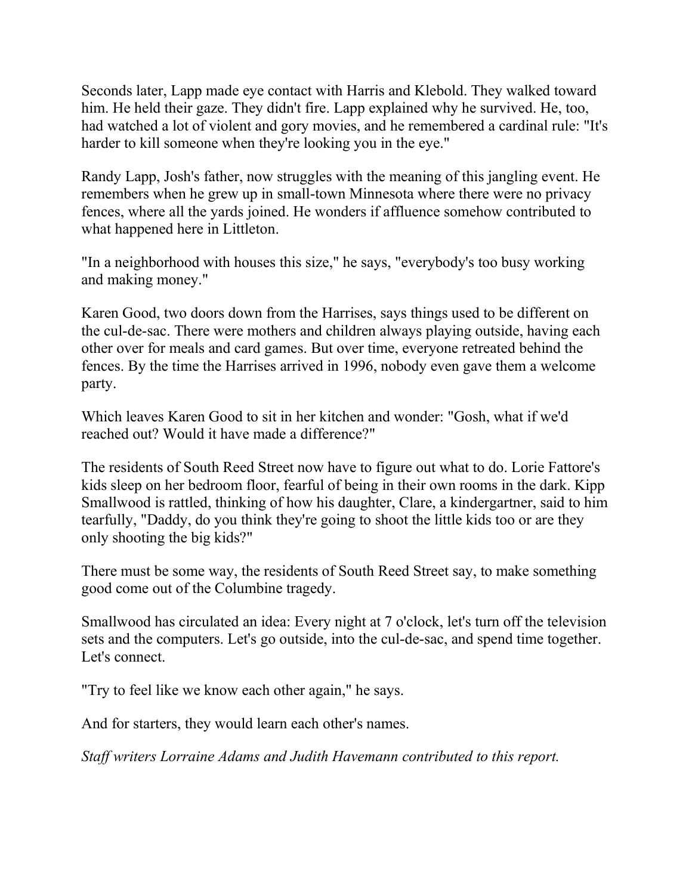Seconds later, Lapp made eye contact with Harris and Klebold. They walked toward him. He held their gaze. They didn't fire. Lapp explained why he survived. He, too, had watched a lot of violent and gory movies, and he remembered a cardinal rule: "It's harder to kill someone when they're looking you in the eye."

Randy Lapp, Josh's father, now struggles with the meaning of this jangling event. He remembers when he grew up in small-town Minnesota where there were no privacy fences, where all the yards joined. He wonders if affluence somehow contributed to what happened here in Littleton.

"In a neighborhood with houses this size," he says, "everybody's too busy working and making money."

Karen Good, two doors down from the Harrises, says things used to be different on the cul-de-sac. There were mothers and children always playing outside, having each other over for meals and card games. But over time, everyone retreated behind the fences. By the time the Harrises arrived in 1996, nobody even gave them a welcome party.

Which leaves Karen Good to sit in her kitchen and wonder: "Gosh, what if we'd reached out? Would it have made a difference?"

The residents of South Reed Street now have to figure out what to do. Lorie Fattore's kids sleep on her bedroom floor, fearful of being in their own rooms in the dark. Kipp Smallwood is rattled, thinking of how his daughter, Clare, a kindergartner, said to him tearfully, "Daddy, do you think they're going to shoot the little kids too or are they only shooting the big kids?"

There must be some way, the residents of South Reed Street say, to make something good come out of the Columbine tragedy.

Smallwood has circulated an idea: Every night at 7 o'clock, let's turn off the television sets and the computers. Let's go outside, into the cul-de-sac, and spend time together. Let's connect.

"Try to feel like we know each other again," he says.

And for starters, they would learn each other's names.

*Staff writers Lorraine Adams and Judith Havemann contributed to this report.*